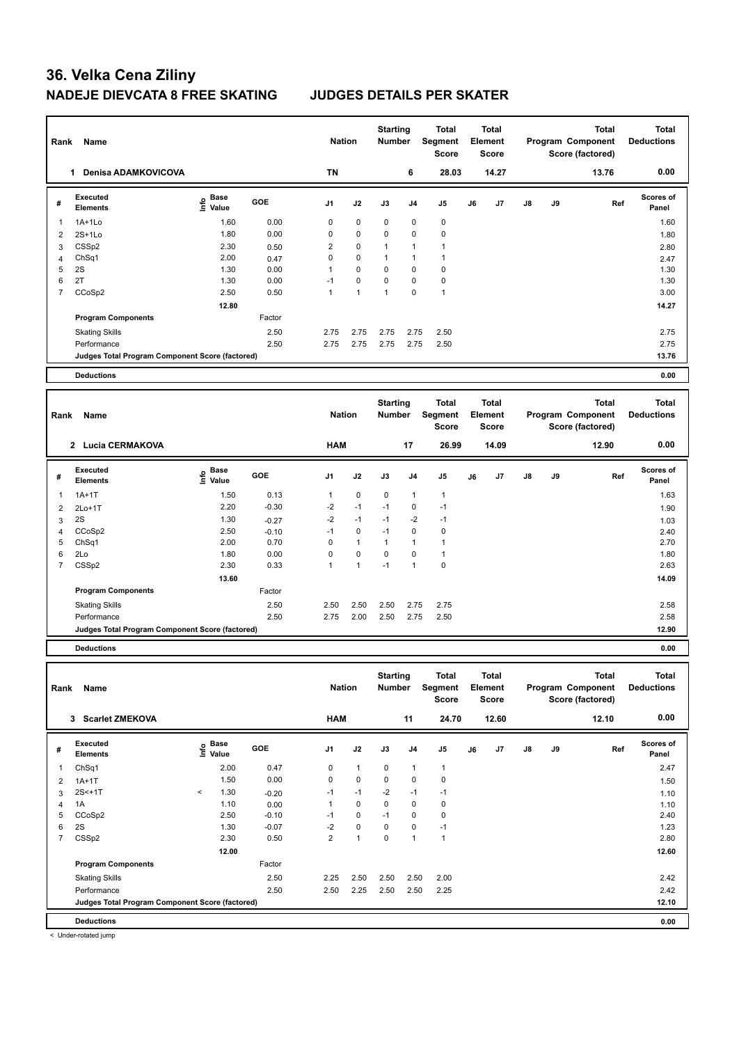# 36. Velka Cena Ziliny

## NADEJE DIEVCATA 8 FREE SKATING JUDGES DETAILS PER SKATER

| Rank | Name | Nation | Starting Number | Total Segment Score | Total Element Score | Total Program Component Score (factored) | Total Deductions |
|---|---|---|---|---|---|---|---|
| 1 | Denisa ADAMKOVICOVA | TN | 6 | 28.03 | 14.27 | 13.76 | 0.00 |

| # | Executed Elements | Info | Base Value | GOE | J1 | J2 | J3 | J4 | J5 | J6 | J7 | J8 | J9 | Ref | Scores of Panel |
|---|---|---|---|---|---|---|---|---|---|---|---|---|---|---|---|
| 1 | 1A+1Lo | | 1.60 | 0.00 | 0 | 0 | 0 | 0 | 0 | | | | | | 1.60 |
| 2 | 2S+1Lo | | 1.80 | 0.00 | 0 | 0 | 0 | 0 | 0 | | | | | | 1.80 |
| 3 | CSSp2 | | 2.30 | 0.50 | 2 | 0 | 1 | 1 | 1 | | | | | | 2.80 |
| 4 | ChSq1 | | 2.00 | 0.47 | 0 | 0 | 1 | 1 | 1 | | | | | | 2.47 |
| 5 | 2S | | 1.30 | 0.00 | 1 | 0 | 0 | 0 | 0 | | | | | | 1.30 |
| 6 | 2T | | 1.30 | 0.00 | -1 | 0 | 0 | 0 | 0 | | | | | | 1.30 |
| 7 | CCoSp2 | | 2.50 | 0.50 | 1 | 1 | 1 | 0 | 1 | | | | | | 3.00 |
| | | | 12.80 | | | | | | | | | | | | 14.27 |
| | Program Components | | | Factor | | | | | | | | | | | |
| | Skating Skills | | | 2.50 | 2.75 | 2.75 | 2.75 | 2.75 | 2.50 | | | | | | 2.75 |
| | Performance | | | 2.50 | 2.75 | 2.75 | 2.75 | 2.75 | 2.50 | | | | | | 2.75 |
| | Judges Total Program Component Score (factored) | | | | | | | | | | | | | | 13.76 |
| | Deductions | | | | | | | | | | | | | | 0.00 |

| Rank | Name | Nation | Starting Number | Total Segment Score | Total Element Score | Total Program Component Score (factored) | Total Deductions |
|---|---|---|---|---|---|---|---|
| 2 | Lucia CERMAKOVA | HAM | 17 | 26.99 | 14.09 | 12.90 | 0.00 |

| # | Executed Elements | Info | Base Value | GOE | J1 | J2 | J3 | J4 | J5 | J6 | J7 | J8 | J9 | Ref | Scores of Panel |
|---|---|---|---|---|---|---|---|---|---|---|---|---|---|---|---|
| 1 | 1A+1T | | 1.50 | 0.13 | 1 | 0 | 0 | 1 | 1 | | | | | | 1.63 |
| 2 | 2Lo+1T | | 2.20 | -0.30 | -2 | -1 | -1 | 0 | -1 | | | | | | 1.90 |
| 3 | 2S | | 1.30 | -0.27 | -2 | -1 | -1 | -2 | -1 | | | | | | 1.03 |
| 4 | CCoSp2 | | 2.50 | -0.10 | -1 | 0 | -1 | 0 | 0 | | | | | | 2.40 |
| 5 | ChSq1 | | 2.00 | 0.70 | 0 | 1 | 1 | 1 | 1 | | | | | | 2.70 |
| 6 | 2Lo | | 1.80 | 0.00 | 0 | 0 | 0 | 0 | 1 | | | | | | 1.80 |
| 7 | CSSp2 | | 2.30 | 0.33 | 1 | 1 | -1 | 1 | 0 | | | | | | 2.63 |
| | | | 13.60 | | | | | | | | | | | | 14.09 |
| | Program Components | | | Factor | | | | | | | | | | | |
| | Skating Skills | | | 2.50 | 2.50 | 2.50 | 2.50 | 2.75 | 2.75 | | | | | | 2.58 |
| | Performance | | | 2.50 | 2.75 | 2.00 | 2.50 | 2.75 | 2.50 | | | | | | 2.58 |
| | Judges Total Program Component Score (factored) | | | | | | | | | | | | | | 12.90 |
| | Deductions | | | | | | | | | | | | | | 0.00 |

| Rank | Name | Nation | Starting Number | Total Segment Score | Total Element Score | Total Program Component Score (factored) | Total Deductions |
|---|---|---|---|---|---|---|---|
| 3 | Scarlet ZMEKOVA | HAM | 11 | 24.70 | 12.60 | 12.10 | 0.00 |

| # | Executed Elements | Info | Base Value | GOE | J1 | J2 | J3 | J4 | J5 | J6 | J7 | J8 | J9 | Ref | Scores of Panel |
|---|---|---|---|---|---|---|---|---|---|---|---|---|---|---|---|
| 1 | ChSq1 | | 2.00 | 0.47 | 0 | 1 | 0 | 1 | 1 | | | | | | 2.47 |
| 2 | 1A+1T | | 1.50 | 0.00 | 0 | 0 | 0 | 0 | 0 | | | | | | 1.50 |
| 3 | 2S<+1T | < | 1.30 | -0.20 | -1 | -1 | -2 | -1 | -1 | | | | | | 1.10 |
| 4 | 1A | | 1.10 | 0.00 | 1 | 0 | 0 | 0 | 0 | | | | | | 1.10 |
| 5 | CCoSp2 | | 2.50 | -0.10 | -1 | 0 | -1 | 0 | 0 | | | | | | 2.40 |
| 6 | 2S | | 1.30 | -0.07 | -2 | 0 | 0 | 0 | -1 | | | | | | 1.23 |
| 7 | CSSp2 | | 2.30 | 0.50 | 2 | 1 | 0 | 1 | 1 | | | | | | 2.80 |
| | | | 12.00 | | | | | | | | | | | | 12.60 |
| | Program Components | | | Factor | | | | | | | | | | | |
| | Skating Skills | | | 2.50 | 2.25 | 2.50 | 2.50 | 2.50 | 2.00 | | | | | | 2.42 |
| | Performance | | | 2.50 | 2.50 | 2.25 | 2.50 | 2.50 | 2.25 | | | | | | 2.42 |
| | Judges Total Program Component Score (factored) | | | | | | | | | | | | | | 12.10 |
| | Deductions | | | | | | | | | | | | | | 0.00 |

< Under-rotated jump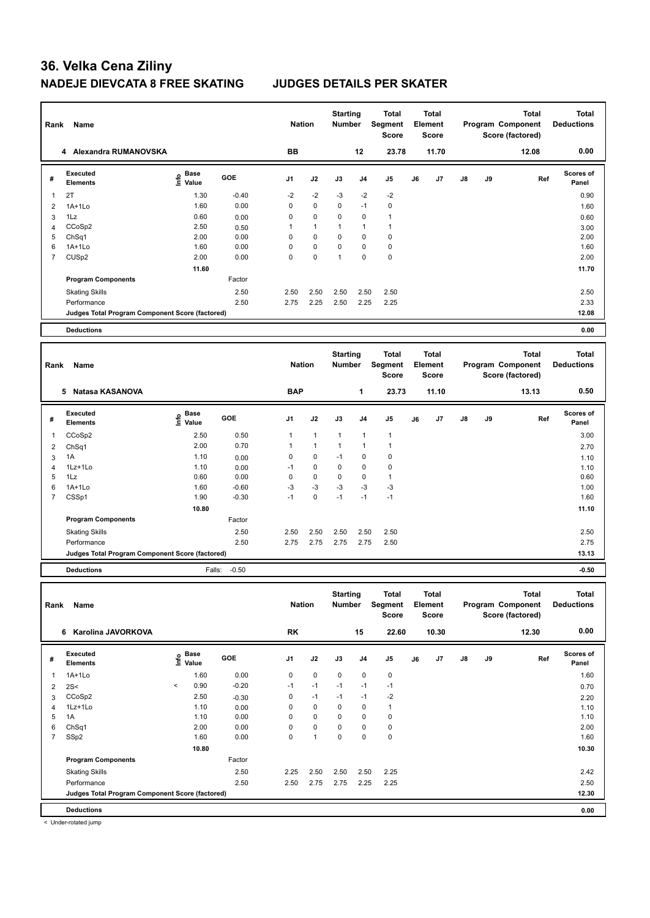# 36. Velka Cena Ziliny

## NADEJE DIEVCATA 8 FREE SKATING JUDGES DETAILS PER SKATER

| Rank | Name | Nation | Starting Number | Total Segment Score | Total Element Score | Total Program Component Score (factored) | Total Deductions |
|---|---|---|---|---|---|---|---|
| 4 | Alexandra RUMANOVSKA | BB | 12 | 23.78 | 11.70 | 12.08 | 0.00 |

| # | Executed Elements | Info | Base Value | GOE | J1 | J2 | J3 | J4 | J5 | J6 | J7 | J8 | J9 | Ref | Scores of Panel |
|---|---|---|---|---|---|---|---|---|---|---|---|---|---|---|---|
| 1 | 2T | | 1.30 | -0.40 | -2 | -2 | -3 | -2 | -2 | | | | | | 0.90 |
| 2 | 1A+1Lo | | 1.60 | 0.00 | 0 | 0 | 0 | -1 | 0 | | | | | | 1.60 |
| 3 | 1Lz | | 0.60 | 0.00 | 0 | 0 | 0 | 0 | 1 | | | | | | 0.60 |
| 4 | CCoSp2 | | 2.50 | 0.50 | 1 | 1 | 1 | 1 | 1 | | | | | | 3.00 |
| 5 | ChSq1 | | 2.00 | 0.00 | 0 | 0 | 0 | 0 | 0 | | | | | | 2.00 |
| 6 | 1A+1Lo | | 1.60 | 0.00 | 0 | 0 | 0 | 0 | 0 | | | | | | 1.60 |
| 7 | CUSp2 | | 2.00 | 0.00 | 0 | 0 | 1 | 0 | 0 | | | | | | 2.00 |
| | | | 11.60 | | | | | | | | | | | | 11.70 |
| | **Program Components** | | | Factor | | | | | | | | | | | |
| | Skating Skills | | | 2.50 | 2.50 | 2.50 | 2.50 | 2.50 | 2.50 | | | | | | 2.50 |
| | Performance | | | 2.50 | 2.75 | 2.25 | 2.50 | 2.25 | 2.25 | | | | | | 2.33 |
| | Judges Total Program Component Score (factored) | | | | | | | | | | | | | | 12.08 |
| | **Deductions** | | | | | | | | | | | | | | 0.00 |

| Rank | Name | Nation | Starting Number | Total Segment Score | Total Element Score | Total Program Component Score (factored) | Total Deductions |
|---|---|---|---|---|---|---|---|
| 5 | Natasa KASANOVA | BAP | 1 | 23.73 | 11.10 | 13.13 | 0.50 |

| # | Executed Elements | Info | Base Value | GOE | J1 | J2 | J3 | J4 | J5 | J6 | J7 | J8 | J9 | Ref | Scores of Panel |
|---|---|---|---|---|---|---|---|---|---|---|---|---|---|---|---|
| 1 | CCoSp2 | | 2.50 | 0.50 | 1 | 1 | 1 | 1 | 1 | | | | | | 3.00 |
| 2 | ChSq1 | | 2.00 | 0.70 | 1 | 1 | 1 | 1 | 1 | | | | | | 2.70 |
| 3 | 1A | | 1.10 | 0.00 | 0 | 0 | -1 | 0 | 0 | | | | | | 1.10 |
| 4 | 1Lz+1Lo | | 1.10 | 0.00 | -1 | 0 | 0 | 0 | 0 | | | | | | 1.10 |
| 5 | 1Lz | | 0.60 | 0.00 | 0 | 0 | 0 | 0 | 1 | | | | | | 0.60 |
| 6 | 1A+1Lo | | 1.60 | -0.60 | -3 | -3 | -3 | -3 | -3 | | | | | | 1.00 |
| 7 | CSSp1 | | 1.90 | -0.30 | -1 | 0 | -1 | -1 | -1 | | | | | | 1.60 |
| | | | 10.80 | | | | | | | | | | | | 11.10 |
| | **Program Components** | | | Factor | | | | | | | | | | | |
| | Skating Skills | | | 2.50 | 2.50 | 2.50 | 2.50 | 2.50 | 2.50 | | | | | | 2.50 |
| | Performance | | | 2.50 | 2.75 | 2.75 | 2.75 | 2.75 | 2.50 | | | | | | 2.75 |
| | Judges Total Program Component Score (factored) | | | | | | | | | | | | | | 13.13 |
| | **Deductions** | | Falls: | -0.50 | | | | | | | | | | | -0.50 |

| Rank | Name | Nation | Starting Number | Total Segment Score | Total Element Score | Total Program Component Score (factored) | Total Deductions |
|---|---|---|---|---|---|---|---|
| 6 | Karolina JAVORKOVA | RK | 15 | 22.60 | 10.30 | 12.30 | 0.00 |

| # | Executed Elements | Info | Base Value | GOE | J1 | J2 | J3 | J4 | J5 | J6 | J7 | J8 | J9 | Ref | Scores of Panel |
|---|---|---|---|---|---|---|---|---|---|---|---|---|---|---|---|
| 1 | 1A+1Lo | | 1.60 | 0.00 | 0 | 0 | 0 | 0 | 0 | | | | | | 1.60 |
| 2 | 2S< | < | 0.90 | -0.20 | -1 | -1 | -1 | -1 | -1 | | | | | | 0.70 |
| 3 | CCoSp2 | | 2.50 | -0.30 | 0 | -1 | -1 | -1 | -2 | | | | | | 2.20 |
| 4 | 1Lz+1Lo | | 1.10 | 0.00 | 0 | 0 | 0 | 0 | 1 | | | | | | 1.10 |
| 5 | 1A | | 1.10 | 0.00 | 0 | 0 | 0 | 0 | 0 | | | | | | 1.10 |
| 6 | ChSq1 | | 2.00 | 0.00 | 0 | 0 | 0 | 0 | 0 | | | | | | 2.00 |
| 7 | SSp2 | | 1.60 | 0.00 | 0 | 1 | 0 | 0 | 0 | | | | | | 1.60 |
| | | | 10.80 | | | | | | | | | | | | 10.30 |
| | **Program Components** | | | Factor | | | | | | | | | | | |
| | Skating Skills | | | 2.50 | 2.25 | 2.50 | 2.50 | 2.50 | 2.25 | | | | | | 2.42 |
| | Performance | | | 2.50 | 2.50 | 2.75 | 2.75 | 2.25 | 2.25 | | | | | | 2.50 |
| | Judges Total Program Component Score (factored) | | | | | | | | | | | | | | 12.30 |
| | **Deductions** | | | | | | | | | | | | | | 0.00 |

< Under-rotated jump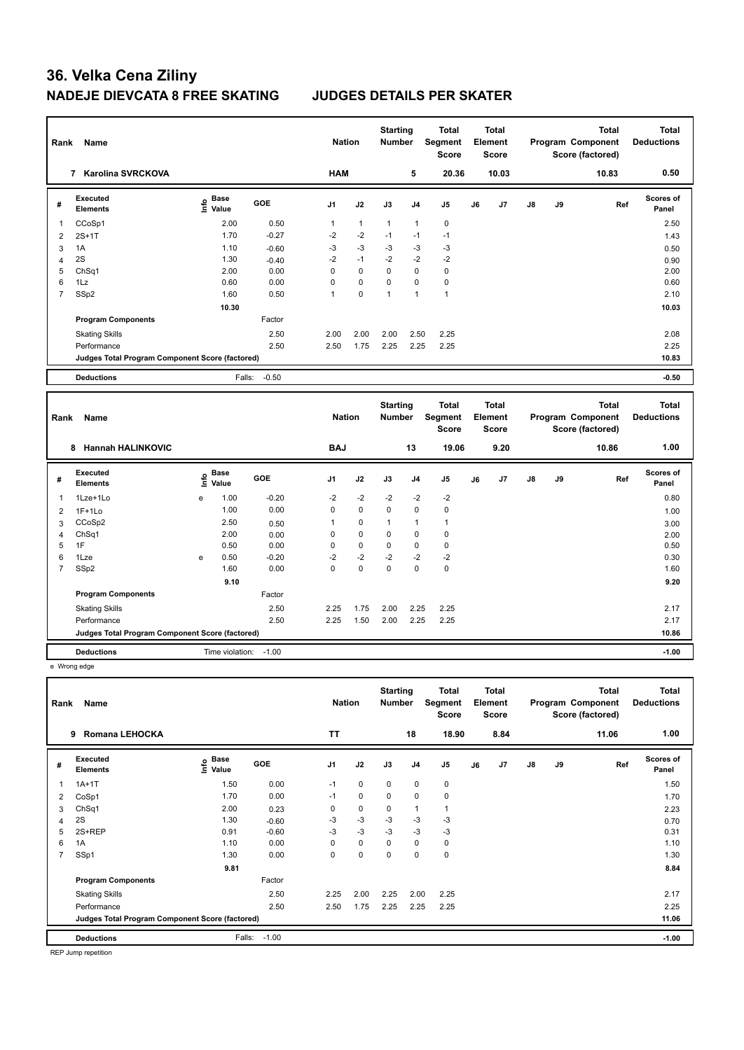# 36. Velka Cena Ziliny

## NADEJE DIEVCATA 8 FREE SKATING JUDGES DETAILS PER SKATER

| Rank | Name | Nation | Starting Number | Total Segment Score | Total Element Score | Total Program Component Score (factored) | Total Deductions |
|---|---|---|---|---|---|---|---|
| 7 | Karolina SVRCKOVA | HAM | 5 | 20.36 | 10.03 | 10.83 | 0.50 |

| # | Executed Elements | Info | Base Value | GOE | J1 | J2 | J3 | J4 | J5 | J6 | J7 | J8 | J9 | Ref | Scores of Panel |
|---|---|---|---|---|---|---|---|---|---|---|---|---|---|---|---|
| 1 | CCoSp1 | | 2.00 | 0.50 | 1 | 1 | 1 | 1 | 0 | | | | | | 2.50 |
| 2 | 2S+1T | | 1.70 | -0.27 | -2 | -2 | -1 | -1 | -1 | | | | | | 1.43 |
| 3 | 1A | | 1.10 | -0.60 | -3 | -3 | -3 | -3 | -3 | | | | | | 0.50 |
| 4 | 2S | | 1.30 | -0.40 | -2 | -1 | -2 | -2 | -2 | | | | | | 0.90 |
| 5 | ChSq1 | | 2.00 | 0.00 | 0 | 0 | 0 | 0 | 0 | | | | | | 2.00 |
| 6 | 1Lz | | 0.60 | 0.00 | 0 | 0 | 0 | 0 | 0 | | | | | | 0.60 |
| 7 | SSp2 | | 1.60 | 0.50 | 1 | 0 | 1 | 1 | 1 | | | | | | 2.10 |
| | | | 10.30 | | | | | | | | | | | | 10.03 |
| | Program Components | | | Factor | | | | | | | | | | | |
| | Skating Skills | | | 2.50 | 2.00 | 2.00 | 2.00 | 2.50 | 2.25 | | | | | | 2.08 |
| | Performance | | | 2.50 | 2.50 | 1.75 | 2.25 | 2.25 | 2.25 | | | | | | 2.25 |
| | Judges Total Program Component Score (factored) | | | | | | | | | | | | | | 10.83 |
| | Deductions | | Falls: | -0.50 | | | | | | | | | | | -0.50 |

| Rank | Name | Nation | Starting Number | Total Segment Score | Total Element Score | Total Program Component Score (factored) | Total Deductions |
|---|---|---|---|---|---|---|---|
| 8 | Hannah HALINKOVIC | BAJ | 13 | 19.06 | 9.20 | 10.86 | 1.00 |

| # | Executed Elements | Info | Base Value | GOE | J1 | J2 | J3 | J4 | J5 | J6 | J7 | J8 | J9 | Ref | Scores of Panel |
|---|---|---|---|---|---|---|---|---|---|---|---|---|---|---|---|
| 1 | 1Lze+1Lo | e | 1.00 | -0.20 | -2 | -2 | -2 | -2 | -2 | | | | | | 0.80 |
| 2 | 1F+1Lo | | 1.00 | 0.00 | 0 | 0 | 0 | 0 | 0 | | | | | | 1.00 |
| 3 | CCoSp2 | | 2.50 | 0.50 | 1 | 0 | 1 | 1 | 1 | | | | | | 3.00 |
| 4 | ChSq1 | | 2.00 | 0.00 | 0 | 0 | 0 | 0 | 0 | | | | | | 2.00 |
| 5 | 1F | | 0.50 | 0.00 | 0 | 0 | 0 | 0 | 0 | | | | | | 0.50 |
| 6 | 1Lze | e | 0.50 | -0.20 | -2 | -2 | -2 | -2 | -2 | | | | | | 0.30 |
| 7 | SSp2 | | 1.60 | 0.00 | 0 | 0 | 0 | 0 | 0 | | | | | | 1.60 |
| | | | 9.10 | | | | | | | | | | | | 9.20 |
| | Program Components | | | Factor | | | | | | | | | | | |
| | Skating Skills | | | 2.50 | 2.25 | 1.75 | 2.00 | 2.25 | 2.25 | | | | | | 2.17 |
| | Performance | | | 2.50 | 2.25 | 1.50 | 2.00 | 2.25 | 2.25 | | | | | | 2.17 |
| | Judges Total Program Component Score (factored) | | | | | | | | | | | | | | 10.86 |
| | Deductions | | Time violation: | -1.00 | | | | | | | | | | | -1.00 |

e Wrong edge

| Rank | Name | Nation | Starting Number | Total Segment Score | Total Element Score | Total Program Component Score (factored) | Total Deductions |
|---|---|---|---|---|---|---|---|
| 9 | Romana LEHOCKA | TT | 18 | 18.90 | 8.84 | 11.06 | 1.00 |

| # | Executed Elements | Info | Base Value | GOE | J1 | J2 | J3 | J4 | J5 | J6 | J7 | J8 | J9 | Ref | Scores of Panel |
|---|---|---|---|---|---|---|---|---|---|---|---|---|---|---|---|
| 1 | 1A+1T | | 1.50 | 0.00 | -1 | 0 | 0 | 0 | 0 | | | | | | 1.50 |
| 2 | CoSp1 | | 1.70 | 0.00 | -1 | 0 | 0 | 0 | 0 | | | | | | 1.70 |
| 3 | ChSq1 | | 2.00 | 0.23 | 0 | 0 | 0 | 1 | 1 | | | | | | 2.23 |
| 4 | 2S | | 1.30 | -0.60 | -3 | -3 | -3 | -3 | -3 | | | | | | 0.70 |
| 5 | 2S+REP | | 0.91 | -0.60 | -3 | -3 | -3 | -3 | -3 | | | | | | 0.31 |
| 6 | 1A | | 1.10 | 0.00 | 0 | 0 | 0 | 0 | 0 | | | | | | 1.10 |
| 7 | SSp1 | | 1.30 | 0.00 | 0 | 0 | 0 | 0 | 0 | | | | | | 1.30 |
| | | | 9.81 | | | | | | | | | | | | 8.84 |
| | Program Components | | | Factor | | | | | | | | | | | |
| | Skating Skills | | | 2.50 | 2.25 | 2.00 | 2.25 | 2.00 | 2.25 | | | | | | 2.17 |
| | Performance | | | 2.50 | 2.50 | 1.75 | 2.25 | 2.25 | 2.25 | | | | | | 2.25 |
| | Judges Total Program Component Score (factored) | | | | | | | | | | | | | | 11.06 |
| | Deductions | | Falls: | -1.00 | | | | | | | | | | | -1.00 |

REP Jump repetition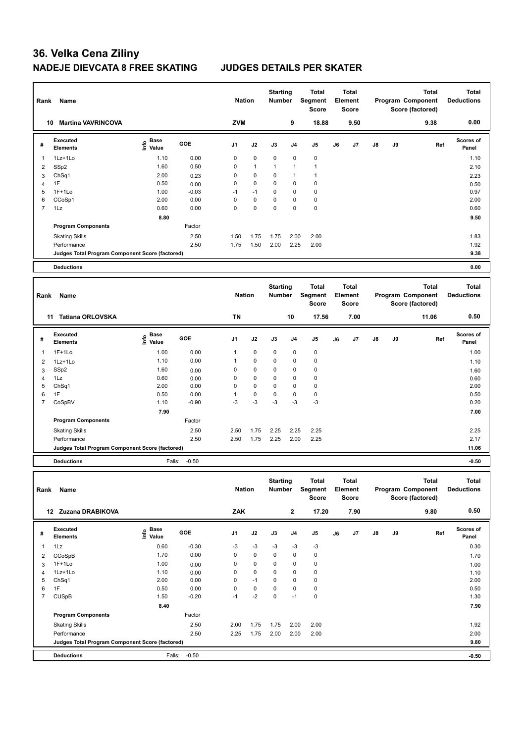# 36. Velka Cena Ziliny

## NADEJE DIEVCATA 8 FREE SKATING JUDGES DETAILS PER SKATER

| Rank | Name | Nation | Starting Number | Total Segment Score | Total Element Score | Total Program Component Score (factored) | Total Deductions |
|---|---|---|---|---|---|---|---|
| 10 | Martina VAVRINCOVA | ZVM | 9 | 18.88 | 9.50 | 9.38 | 0.00 |

| # | Executed Elements | Info | Base Value | GOE | J1 | J2 | J3 | J4 | J5 | J6 | J7 | J8 | J9 | Ref | Scores of Panel |
|---|---|---|---|---|---|---|---|---|---|---|---|---|---|---|---|
| 1 | 1Lz+1Lo | | 1.10 | 0.00 | 0 | 0 | 0 | 0 | 0 | | | | | | 1.10 |
| 2 | SSp2 | | 1.60 | 0.50 | 0 | 1 | 1 | 1 | 1 | | | | | | 2.10 |
| 3 | ChSq1 | | 2.00 | 0.23 | 0 | 0 | 0 | 1 | 1 | | | | | | 2.23 |
| 4 | 1F | | 0.50 | 0.00 | 0 | 0 | 0 | 0 | 0 | | | | | | 0.50 |
| 5 | 1F+1Lo | | 1.00 | -0.03 | -1 | -1 | 0 | 0 | 0 | | | | | | 0.97 |
| 6 | CCoSp1 | | 2.00 | 0.00 | 0 | 0 | 0 | 0 | 0 | | | | | | 2.00 |
| 7 | 1Lz | | 0.60 | 0.00 | 0 | 0 | 0 | 0 | 0 | | | | | | 0.60 |
| | | | 8.80 | | | | | | | | | | | | 9.50 |
| | **Program Components** | | | Factor | | | | | | | | | | | |
| | Skating Skills | | | 2.50 | 1.50 | 1.75 | 1.75 | 2.00 | 2.00 | | | | | | 1.83 |
| | Performance | | | 2.50 | 1.75 | 1.50 | 2.00 | 2.25 | 2.00 | | | | | | 1.92 |
| | Judges Total Program Component Score (factored) | | | | | | | | | | | | | | 9.38 |
| | **Deductions** | | | | | | | | | | | | | | 0.00 |

| Rank | Name | Nation | Starting Number | Total Segment Score | Total Element Score | Total Program Component Score (factored) | Total Deductions |
|---|---|---|---|---|---|---|---|
| 11 | Tatiana ORLOVSKA | TN | 10 | 17.56 | 7.00 | 11.06 | 0.50 |

| # | Executed Elements | Info | Base Value | GOE | J1 | J2 | J3 | J4 | J5 | J6 | J7 | J8 | J9 | Ref | Scores of Panel |
|---|---|---|---|---|---|---|---|---|---|---|---|---|---|---|---|
| 1 | 1F+1Lo | | 1.00 | 0.00 | 1 | 0 | 0 | 0 | 0 | | | | | | 1.00 |
| 2 | 1Lz+1Lo | | 1.10 | 0.00 | 1 | 0 | 0 | 0 | 0 | | | | | | 1.10 |
| 3 | SSp2 | | 1.60 | 0.00 | 0 | 0 | 0 | 0 | 0 | | | | | | 1.60 |
| 4 | 1Lz | | 0.60 | 0.00 | 0 | 0 | 0 | 0 | 0 | | | | | | 0.60 |
| 5 | ChSq1 | | 2.00 | 0.00 | 0 | 0 | 0 | 0 | 0 | | | | | | 2.00 |
| 6 | 1F | | 0.50 | 0.00 | 1 | 0 | 0 | 0 | 0 | | | | | | 0.50 |
| 7 | CoSpBV | | 1.10 | -0.90 | -3 | -3 | -3 | -3 | -3 | | | | | | 0.20 |
| | | | 7.90 | | | | | | | | | | | | 7.00 |
| | **Program Components** | | | Factor | | | | | | | | | | | |
| | Skating Skills | | | 2.50 | 2.50 | 1.75 | 2.25 | 2.25 | 2.25 | | | | | | 2.25 |
| | Performance | | | 2.50 | 2.50 | 1.75 | 2.25 | 2.00 | 2.25 | | | | | | 2.17 |
| | Judges Total Program Component Score (factored) | | | | | | | | | | | | | | 11.06 |
| | **Deductions** | | Falls: | -0.50 | | | | | | | | | | | -0.50 |

| Rank | Name | Nation | Starting Number | Total Segment Score | Total Element Score | Total Program Component Score (factored) | Total Deductions |
|---|---|---|---|---|---|---|---|
| 12 | Zuzana DRABIKOVA | ZAK | 2 | 17.20 | 7.90 | 9.80 | 0.50 |

| # | Executed Elements | Info | Base Value | GOE | J1 | J2 | J3 | J4 | J5 | J6 | J7 | J8 | J9 | Ref | Scores of Panel |
|---|---|---|---|---|---|---|---|---|---|---|---|---|---|---|---|
| 1 | 1Lz | | 0.60 | -0.30 | -3 | -3 | -3 | -3 | -3 | | | | | | 0.30 |
| 2 | CCoSpB | | 1.70 | 0.00 | 0 | 0 | 0 | 0 | 0 | | | | | | 1.70 |
| 3 | 1F+1Lo | | 1.00 | 0.00 | 0 | 0 | 0 | 0 | 0 | | | | | | 1.00 |
| 4 | 1Lz+1Lo | | 1.10 | 0.00 | 0 | 0 | 0 | 0 | 0 | | | | | | 1.10 |
| 5 | ChSq1 | | 2.00 | 0.00 | 0 | -1 | 0 | 0 | 0 | | | | | | 2.00 |
| 6 | 1F | | 0.50 | 0.00 | 0 | 0 | 0 | 0 | 0 | | | | | | 0.50 |
| 7 | CUSpB | | 1.50 | -0.20 | -1 | -2 | 0 | -1 | 0 | | | | | | 1.30 |
| | | | 8.40 | | | | | | | | | | | | 7.90 |
| | **Program Components** | | | Factor | | | | | | | | | | | |
| | Skating Skills | | | 2.50 | 2.00 | 1.75 | 1.75 | 2.00 | 2.00 | | | | | | 1.92 |
| | Performance | | | 2.50 | 2.25 | 1.75 | 2.00 | 2.00 | 2.00 | | | | | | 2.00 |
| | Judges Total Program Component Score (factored) | | | | | | | | | | | | | | 9.80 |
| | **Deductions** | | Falls: | -0.50 | | | | | | | | | | | -0.50 |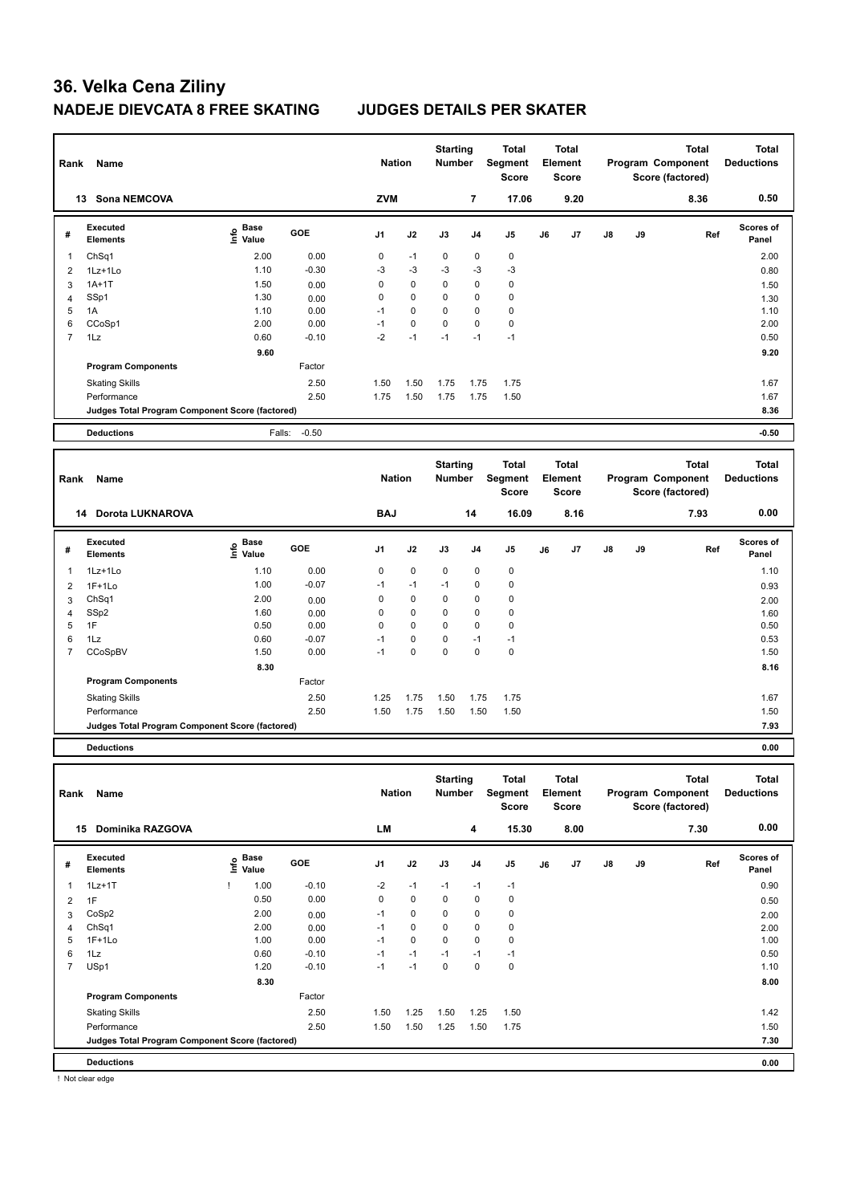# 36. Velka Cena Ziliny

## NADEJE DIEVCATA 8 FREE SKATING JUDGES DETAILS PER SKATER

| Rank | Name | Nation | Starting Number | Total Segment Score | Total Element Score | Total Program Component Score (factored) | Total Deductions |
|---|---|---|---|---|---|---|---|
| 13 | Sona NEMCOVA | ZVM | 7 | 17.06 | 9.20 | 8.36 | 0.50 |

| # | Executed Elements | Info | Base Value | GOE | J1 | J2 | J3 | J4 | J5 | J6 | J7 | J8 | J9 | Ref | Scores of Panel |
|---|---|---|---|---|---|---|---|---|---|---|---|---|---|---|---|
| 1 | ChSq1 | | 2.00 | 0.00 | 0 | -1 | 0 | 0 | 0 | | | | | | 2.00 |
| 2 | 1Lz+1Lo | | 1.10 | -0.30 | -3 | -3 | -3 | -3 | -3 | | | | | | 0.80 |
| 3 | 1A+1T | | 1.50 | 0.00 | 0 | 0 | 0 | 0 | 0 | | | | | | 1.50 |
| 4 | SSp1 | | 1.30 | 0.00 | 0 | 0 | 0 | 0 | 0 | | | | | | 1.30 |
| 5 | 1A | | 1.10 | 0.00 | -1 | 0 | 0 | 0 | 0 | | | | | | 1.10 |
| 6 | CCoSp1 | | 2.00 | 0.00 | -1 | 0 | 0 | 0 | 0 | | | | | | 2.00 |
| 7 | 1Lz | | 0.60 | -0.10 | -2 | -1 | -1 | -1 | -1 | | | | | | 0.50 |
| | | | 9.60 | | | | | | | | | | | | 9.20 |
| | Program Components | | | Factor | | | | | | | | | | | |
| | Skating Skills | | | 2.50 | 1.50 | 1.50 | 1.75 | 1.75 | 1.75 | | | | | | 1.67 |
| | Performance | | | 2.50 | 1.75 | 1.50 | 1.75 | 1.75 | 1.50 | | | | | | 1.67 |
| | Judges Total Program Component Score (factored) | | | | | | | | | | | | | | 8.36 |
| | Deductions | | Falls: | -0.50 | | | | | | | | | | | -0.50 |

| Rank | Name | Nation | Starting Number | Total Segment Score | Total Element Score | Total Program Component Score (factored) | Total Deductions |
|---|---|---|---|---|---|---|---|
| 14 | Dorota LUKNAROVA | BAJ | 14 | 16.09 | 8.16 | 7.93 | 0.00 |

| # | Executed Elements | Info | Base Value | GOE | J1 | J2 | J3 | J4 | J5 | J6 | J7 | J8 | J9 | Ref | Scores of Panel |
|---|---|---|---|---|---|---|---|---|---|---|---|---|---|---|---|
| 1 | 1Lz+1Lo | | 1.10 | 0.00 | 0 | 0 | 0 | 0 | 0 | | | | | | 1.10 |
| 2 | 1F+1Lo | | 1.00 | -0.07 | -1 | -1 | -1 | 0 | 0 | | | | | | 0.93 |
| 3 | ChSq1 | | 2.00 | 0.00 | 0 | 0 | 0 | 0 | 0 | | | | | | 2.00 |
| 4 | SSp2 | | 1.60 | 0.00 | 0 | 0 | 0 | 0 | 0 | | | | | | 1.60 |
| 5 | 1F | | 0.50 | 0.00 | 0 | 0 | 0 | 0 | 0 | | | | | | 0.50 |
| 6 | 1Lz | | 0.60 | -0.07 | -1 | 0 | 0 | -1 | -1 | | | | | | 0.53 |
| 7 | CCoSpBV | | 1.50 | 0.00 | -1 | 0 | 0 | 0 | 0 | | | | | | 1.50 |
| | | | 8.30 | | | | | | | | | | | | 8.16 |
| | Program Components | | | Factor | | | | | | | | | | | |
| | Skating Skills | | | 2.50 | 1.25 | 1.75 | 1.50 | 1.75 | 1.75 | | | | | | 1.67 |
| | Performance | | | 2.50 | 1.50 | 1.75 | 1.50 | 1.50 | 1.50 | | | | | | 1.50 |
| | Judges Total Program Component Score (factored) | | | | | | | | | | | | | | 7.93 |
| | Deductions | | | | | | | | | | | | | | 0.00 |

| Rank | Name | Nation | Starting Number | Total Segment Score | Total Element Score | Total Program Component Score (factored) | Total Deductions |
|---|---|---|---|---|---|---|---|
| 15 | Dominika RAZGOVA | LM | 4 | 15.30 | 8.00 | 7.30 | 0.00 |

| # | Executed Elements | Info | Base Value | GOE | J1 | J2 | J3 | J4 | J5 | J6 | J7 | J8 | J9 | Ref | Scores of Panel |
|---|---|---|---|---|---|---|---|---|---|---|---|---|---|---|---|
| 1 | 1Lz+1T | ! | 1.00 | -0.10 | -2 | -1 | -1 | -1 | -1 | | | | | | 0.90 |
| 2 | 1F | | 0.50 | 0.00 | 0 | 0 | 0 | 0 | 0 | | | | | | 0.50 |
| 3 | CoSp2 | | 2.00 | 0.00 | -1 | 0 | 0 | 0 | 0 | | | | | | 2.00 |
| 4 | ChSq1 | | 2.00 | 0.00 | -1 | 0 | 0 | 0 | 0 | | | | | | 2.00 |
| 5 | 1F+1Lo | | 1.00 | 0.00 | -1 | 0 | 0 | 0 | 0 | | | | | | 1.00 |
| 6 | 1Lz | | 0.60 | -0.10 | -1 | -1 | -1 | -1 | -1 | | | | | | 0.50 |
| 7 | USp1 | | 1.20 | -0.10 | -1 | -1 | 0 | 0 | 0 | | | | | | 1.10 |
| | | | 8.30 | | | | | | | | | | | | 8.00 |
| | Program Components | | | Factor | | | | | | | | | | | |
| | Skating Skills | | | 2.50 | 1.50 | 1.25 | 1.50 | 1.25 | 1.50 | | | | | | 1.42 |
| | Performance | | | 2.50 | 1.50 | 1.50 | 1.25 | 1.50 | 1.75 | | | | | | 1.50 |
| | Judges Total Program Component Score (factored) | | | | | | | | | | | | | | 7.30 |
| | Deductions | | | | | | | | | | | | | | 0.00 |

! Not clear edge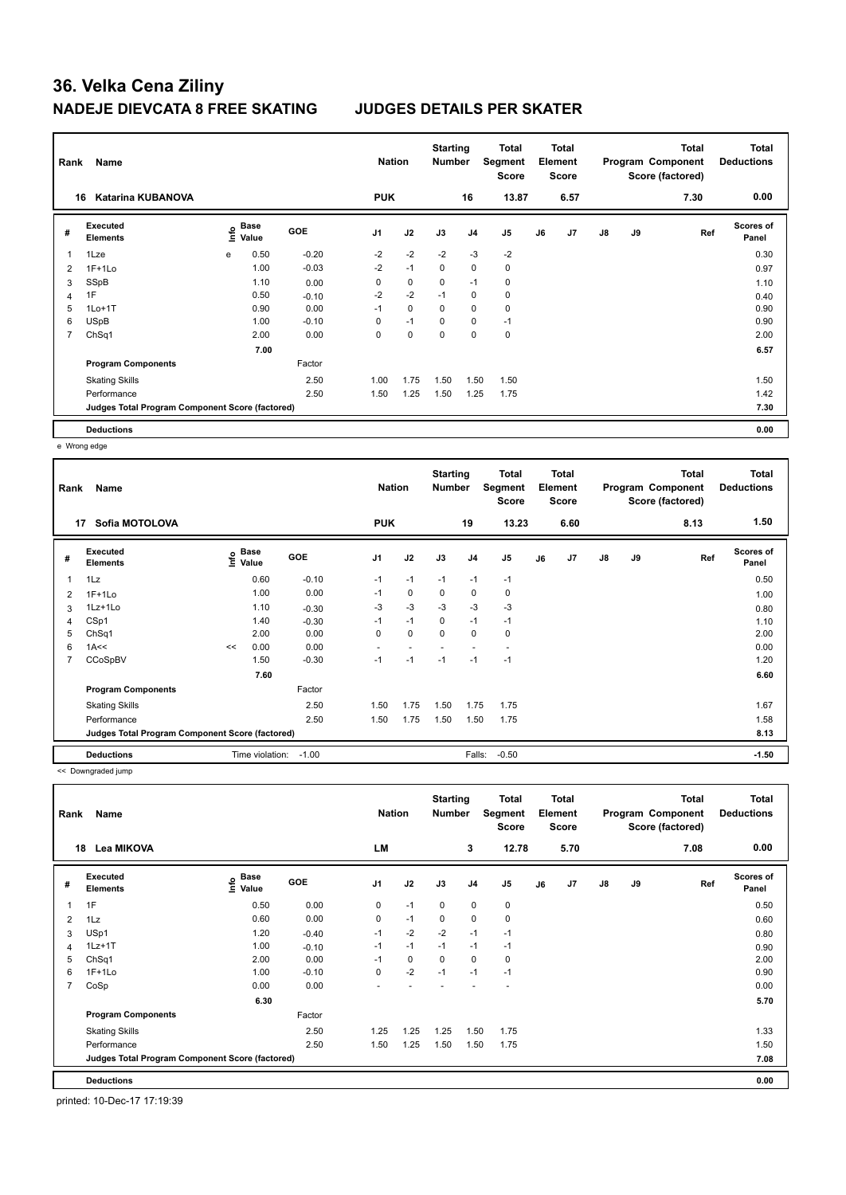# 36. Velka Cena Ziliny

## NADEJE DIEVCATA 8 FREE SKATING    JUDGES DETAILS PER SKATER

| Rank | Name | Nation | Starting Number | Total Segment Score | Total Element Score | Total Program Component Score (factored) | Total Deductions |
|---|---|---|---|---|---|---|---|
| 16 | Katarina KUBANOVA | PUK | 16 | 13.87 | 6.57 | 7.30 | 0.00 |

| # | Executed Elements | Info | Base Value | GOE | J1 | J2 | J3 | J4 | J5 | J6 | J7 | J8 | J9 | Ref | Scores of Panel |
|---|---|---|---|---|---|---|---|---|---|---|---|---|---|---|---|
| 1 | 1Lze | e | 0.50 | -0.20 | -2 | -2 | -2 | -3 | -2 | | | | | | 0.30 |
| 2 | 1F+1Lo | | 1.00 | -0.03 | -2 | -1 | 0 | 0 | 0 | | | | | | 0.97 |
| 3 | SSpB | | 1.10 | 0.00 | 0 | 0 | 0 | -1 | 0 | | | | | | 1.10 |
| 4 | 1F | | 0.50 | -0.10 | -2 | -2 | -1 | 0 | 0 | | | | | | 0.40 |
| 5 | 1Lo+1T | | 0.90 | 0.00 | -1 | 0 | 0 | 0 | 0 | | | | | | 0.90 |
| 6 | USpB | | 1.00 | -0.10 | 0 | -1 | 0 | 0 | -1 | | | | | | 0.90 |
| 7 | ChSq1 | | 2.00 | 0.00 | 0 | 0 | 0 | 0 | 0 | | | | | | 2.00 |
| | | | 7.00 | | | | | | | | | | | | 6.57 |
| | Program Components | | | Factor | | | | | | | | | | | |
| | Skating Skills | | | 2.50 | 1.00 | 1.75 | 1.50 | 1.50 | 1.50 | | | | | | 1.50 |
| | Performance | | | 2.50 | 1.50 | 1.25 | 1.50 | 1.25 | 1.75 | | | | | | 1.42 |
| | Judges Total Program Component Score (factored) | | | | | | | | | | | | | | 7.30 |
| | Deductions | | | | | | | | | | | | | | 0.00 |

e Wrong edge

| Rank | Name | Nation | Starting Number | Total Segment Score | Total Element Score | Total Program Component Score (factored) | Total Deductions |
|---|---|---|---|---|---|---|---|
| 17 | Sofia MOTOLOVA | PUK | 19 | 13.23 | 6.60 | 8.13 | 1.50 |

| # | Executed Elements | Info | Base Value | GOE | J1 | J2 | J3 | J4 | J5 | J6 | J7 | J8 | J9 | Ref | Scores of Panel |
|---|---|---|---|---|---|---|---|---|---|---|---|---|---|---|---|
| 1 | 1Lz | | 0.60 | -0.10 | -1 | -1 | -1 | -1 | -1 | | | | | | 0.50 |
| 2 | 1F+1Lo | | 1.00 | 0.00 | -1 | 0 | 0 | 0 | 0 | | | | | | 1.00 |
| 3 | 1Lz+1Lo | | 1.10 | -0.30 | -3 | -3 | -3 | -3 | -3 | | | | | | 0.80 |
| 4 | CSp1 | | 1.40 | -0.30 | -1 | -1 | 0 | -1 | -1 | | | | | | 1.10 |
| 5 | ChSq1 | | 2.00 | 0.00 | 0 | 0 | 0 | 0 | 0 | | | | | | 2.00 |
| 6 | 1A<< | << | 0.00 | 0.00 | - | - | - | - | - | | | | | | 0.00 |
| 7 | CCoSpBV | | 1.50 | -0.30 | -1 | -1 | -1 | -1 | -1 | | | | | | 1.20 |
| | | | 7.60 | | | | | | | | | | | | 6.60 |
| | Program Components | | | Factor | | | | | | | | | | | |
| | Skating Skills | | | 2.50 | 1.50 | 1.75 | 1.50 | 1.75 | 1.75 | | | | | | 1.67 |
| | Performance | | | 2.50 | 1.50 | 1.75 | 1.50 | 1.50 | 1.75 | | | | | | 1.58 |
| | Judges Total Program Component Score (factored) | | | | | | | | | | | | | | 8.13 |
| | Deductions | Time violation: | -1.00 | | | | | Falls: | -0.50 | | | | | | -1.50 |

<< Downgraded jump

| Rank | Name | Nation | Starting Number | Total Segment Score | Total Element Score | Total Program Component Score (factored) | Total Deductions |
|---|---|---|---|---|---|---|---|
| 18 | Lea MIKOVA | LM | 3 | 12.78 | 5.70 | 7.08 | 0.00 |

| # | Executed Elements | Info | Base Value | GOE | J1 | J2 | J3 | J4 | J5 | J6 | J7 | J8 | J9 | Ref | Scores of Panel |
|---|---|---|---|---|---|---|---|---|---|---|---|---|---|---|---|
| 1 | 1F | | 0.50 | 0.00 | 0 | -1 | 0 | 0 | 0 | | | | | | 0.50 |
| 2 | 1Lz | | 0.60 | 0.00 | 0 | -1 | 0 | 0 | 0 | | | | | | 0.60 |
| 3 | USp1 | | 1.20 | -0.40 | -1 | -2 | -2 | -1 | -1 | | | | | | 0.80 |
| 4 | 1Lz+1T | | 1.00 | -0.10 | -1 | -1 | -1 | -1 | -1 | | | | | | 0.90 |
| 5 | ChSq1 | | 2.00 | 0.00 | -1 | 0 | 0 | 0 | 0 | | | | | | 2.00 |
| 6 | 1F+1Lo | | 1.00 | -0.10 | 0 | -2 | -1 | -1 | -1 | | | | | | 0.90 |
| 7 | CoSp | | 0.00 | 0.00 | - | - | - | - | - | | | | | | 0.00 |
| | | | 6.30 | | | | | | | | | | | | 5.70 |
| | Program Components | | | Factor | | | | | | | | | | | |
| | Skating Skills | | | 2.50 | 1.25 | 1.25 | 1.25 | 1.50 | 1.75 | | | | | | 1.33 |
| | Performance | | | 2.50 | 1.50 | 1.25 | 1.50 | 1.50 | 1.75 | | | | | | 1.50 |
| | Judges Total Program Component Score (factored) | | | | | | | | | | | | | | 7.08 |
| | Deductions | | | | | | | | | | | | | | 0.00 |

printed: 10-Dec-17 17:19:39